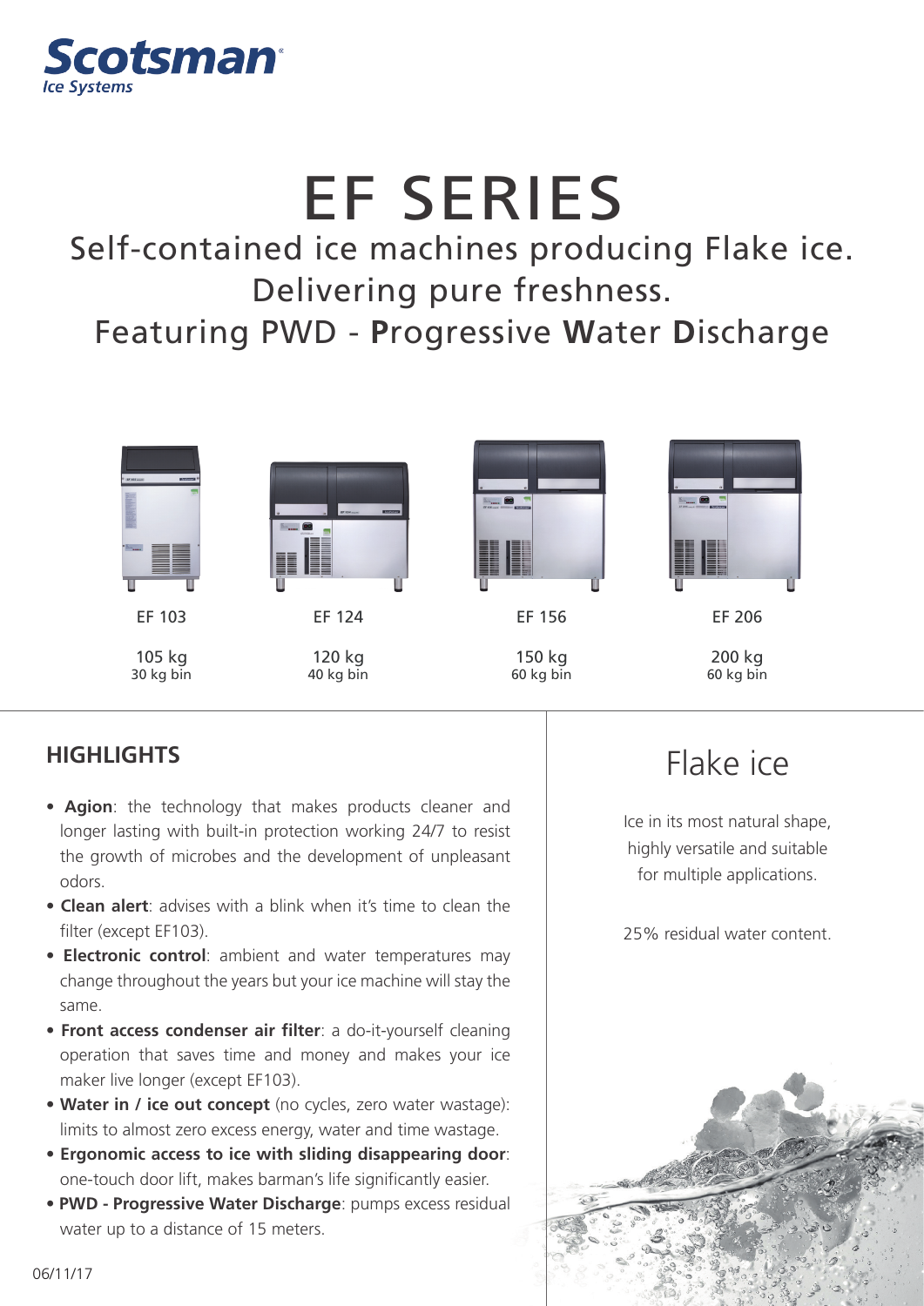Scotsman
Ice Systems

# EF SERIES

## Self-contained ice machines producing Flake ice.
## Delivering pure freshness.
## Featuring PWD - **P**rogressive **W**ater **D**ischarge

| EF 103 | EF 124 | EF 156 | EF 206 |
|---|---|---|---|
| 105 kg<br>30 kg bin | 120 kg<br>40 kg bin | 150 kg<br>60 kg bin | 200 kg<br>60 kg bin |

## HIGHLIGHTS

- **Agion**: the technology that makes products cleaner and longer lasting with built-in protection working 24/7 to resist the growth of microbes and the development of unpleasant odors.
- **Clean alert**: advises with a blink when it's time to clean the filter (except EF103).
- **Electronic control**: ambient and water temperatures may change throughout the years but your ice machine will stay the same.
- **Front access condenser air filter**: a do-it-yourself cleaning operation that saves time and money and makes your ice maker live longer (except EF103).
- **Water in / ice out concept** (no cycles, zero water wastage): limits to almost zero excess energy, water and time wastage.
- **Ergonomic access to ice with sliding disappearing door**: one-touch door lift, makes barman's life significantly easier.
- **PWD - Progressive Water Discharge**: pumps excess residual water up to a distance of 15 meters.

## Flake ice

Ice in its most natural shape, highly versatile and suitable for multiple applications.

25% residual water content.

06/11/17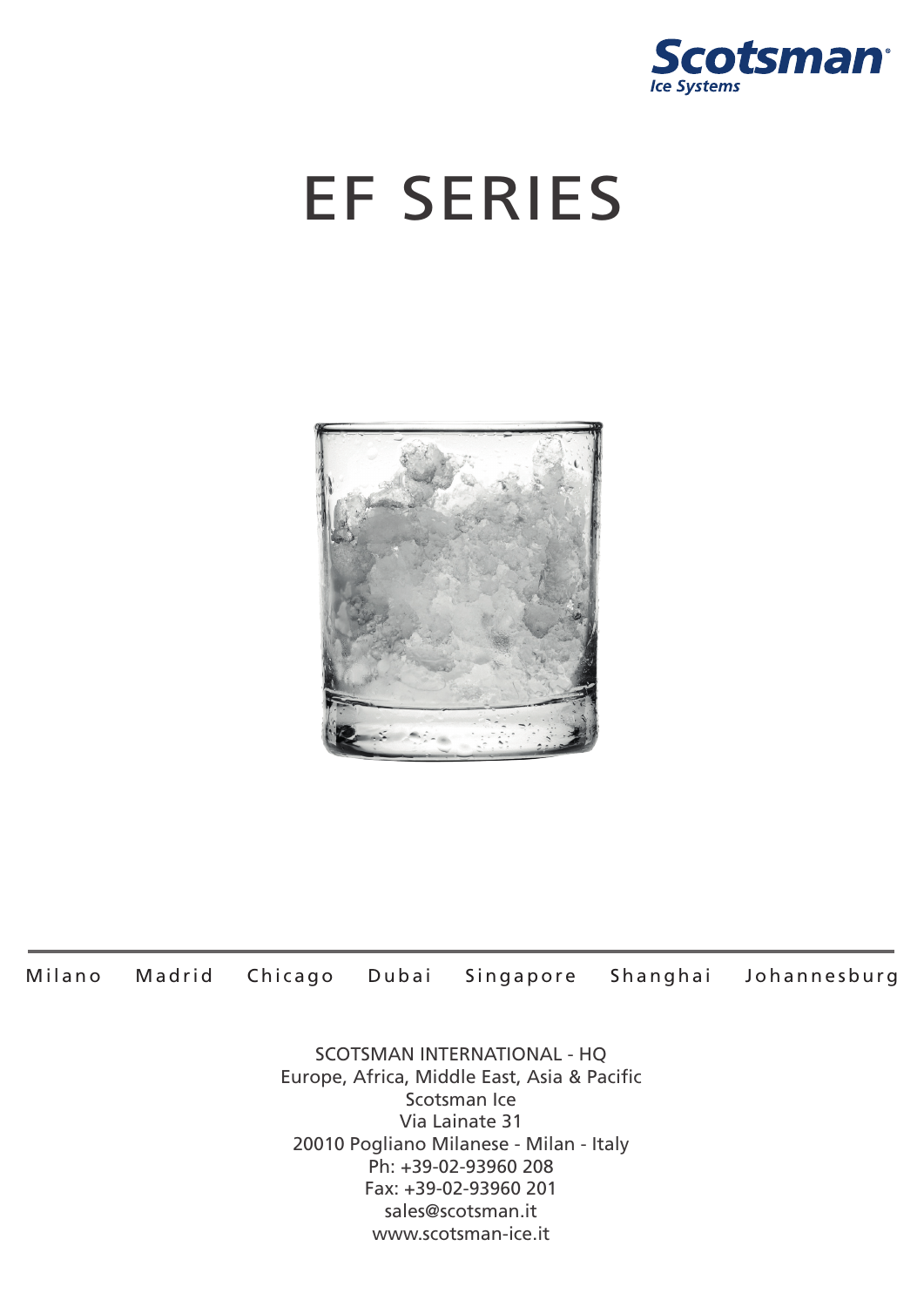Scotsman
*Ice Systems*

# EF SERIES

Milano Madrid Chicago Dubai Singapore Shanghai Johannesburg

SCOTSMAN INTERNATIONAL - HQ
Europe, Africa, Middle East, Asia & Pacific
Scotsman Ice
Via Lainate 31
20010 Pogliano Milanese - Milan - Italy
Ph: +39-02-93960 208
Fax: +39-02-93960 201
sales@scotsman.it
www.scotsman-ice.it